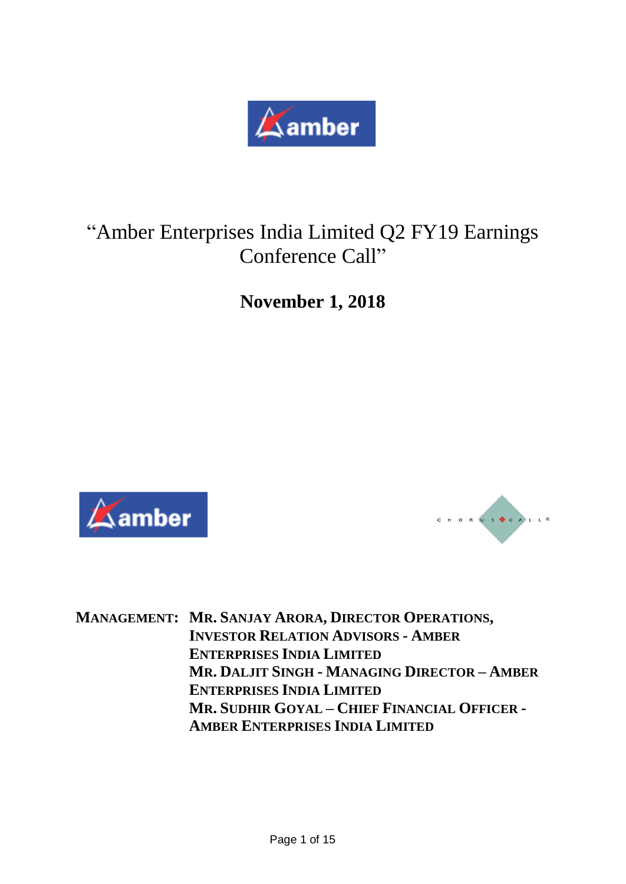# "Amber Enterprises India Limited Q2 FY19 Earnings Conference Call"

**November 1, 2018**

**MANAGEMENT:** **MR. SANJAY ARORA, DIRECTOR OPERATIONS, INVESTOR RELATION ADVISORS - AMBER ENTERPRISES INDIA LIMITED**
**MR. DALJIT SINGH - MANAGING DIRECTOR – AMBER ENTERPRISES INDIA LIMITED**
**MR. SUDHIR GOYAL – CHIEF FINANCIAL OFFICER - AMBER ENTERPRISES INDIA LIMITED**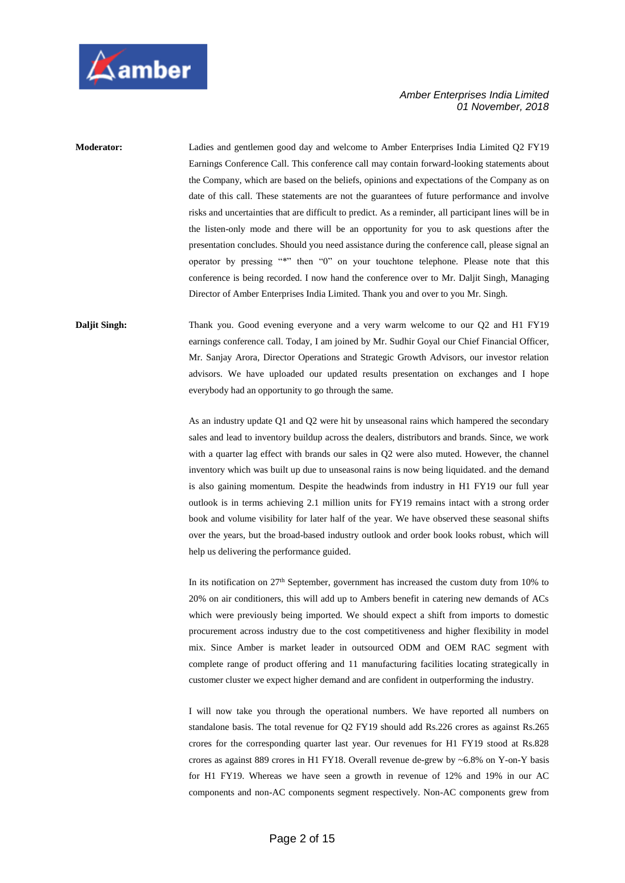**Moderator:** Ladies and gentlemen good day and welcome to Amber Enterprises India Limited Q2 FY19 Earnings Conference Call. This conference call may contain forward-looking statements about the Company, which are based on the beliefs, opinions and expectations of the Company as on date of this call. These statements are not the guarantees of future performance and involve risks and uncertainties that are difficult to predict. As a reminder, all participant lines will be in the listen-only mode and there will be an opportunity for you to ask questions after the presentation concludes. Should you need assistance during the conference call, please signal an operator by pressing "*" then "0" on your touchtone telephone. Please note that this conference is being recorded. I now hand the conference over to Mr. Daljit Singh, Managing Director of Amber Enterprises India Limited. Thank you and over to you Mr. Singh.

**Daljit Singh:** Thank you. Good evening everyone and a very warm welcome to our Q2 and H1 FY19 earnings conference call. Today, I am joined by Mr. Sudhir Goyal our Chief Financial Officer, Mr. Sanjay Arora, Director Operations and Strategic Growth Advisors, our investor relation advisors. We have uploaded our updated results presentation on exchanges and I hope everybody had an opportunity to go through the same.

As an industry update Q1 and Q2 were hit by unseasonal rains which hampered the secondary sales and lead to inventory buildup across the dealers, distributors and brands. Since, we work with a quarter lag effect with brands our sales in Q2 were also muted. However, the channel inventory which was built up due to unseasonal rains is now being liquidated. and the demand is also gaining momentum. Despite the headwinds from industry in H1 FY19 our full year outlook is in terms achieving 2.1 million units for FY19 remains intact with a strong order book and volume visibility for later half of the year. We have observed these seasonal shifts over the years, but the broad-based industry outlook and order book looks robust, which will help us delivering the performance guided.

In its notification on 27th September, government has increased the custom duty from 10% to 20% on air conditioners, this will add up to Ambers benefit in catering new demands of ACs which were previously being imported. We should expect a shift from imports to domestic procurement across industry due to the cost competitiveness and higher flexibility in model mix. Since Amber is market leader in outsourced ODM and OEM RAC segment with complete range of product offering and 11 manufacturing facilities locating strategically in customer cluster we expect higher demand and are confident in outperforming the industry.

I will now take you through the operational numbers. We have reported all numbers on standalone basis. The total revenue for Q2 FY19 should add Rs.226 crores as against Rs.265 crores for the corresponding quarter last year. Our revenues for H1 FY19 stood at Rs.828 crores as against 889 crores in H1 FY18. Overall revenue de-grew by ~6.8% on Y-on-Y basis for H1 FY19. Whereas we have seen a growth in revenue of 12% and 19% in our AC components and non-AC components segment respectively. Non-AC components grew from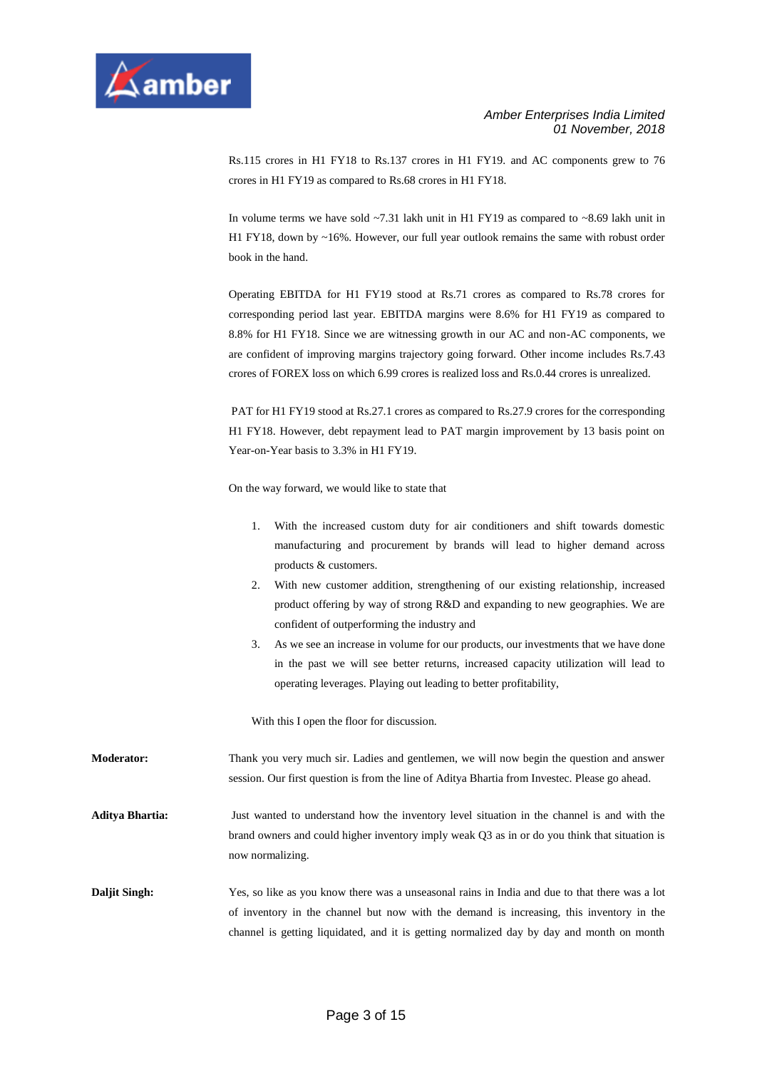Rs.115 crores in H1 FY18 to Rs.137 crores in H1 FY19. and AC components grew to 76 crores in H1 FY19 as compared to Rs.68 crores in H1 FY18.

In volume terms we have sold ~7.31 lakh unit in H1 FY19 as compared to ~8.69 lakh unit in H1 FY18, down by ~16%. However, our full year outlook remains the same with robust order book in the hand.

Operating EBITDA for H1 FY19 stood at Rs.71 crores as compared to Rs.78 crores for corresponding period last year. EBITDA margins were 8.6% for H1 FY19 as compared to 8.8% for H1 FY18. Since we are witnessing growth in our AC and non-AC components, we are confident of improving margins trajectory going forward. Other income includes Rs.7.43 crores of FOREX loss on which 6.99 crores is realized loss and Rs.0.44 crores is unrealized.

PAT for H1 FY19 stood at Rs.27.1 crores as compared to Rs.27.9 crores for the corresponding H1 FY18. However, debt repayment lead to PAT margin improvement by 13 basis point on Year-on-Year basis to 3.3% in H1 FY19.

On the way forward, we would like to state that

1. With the increased custom duty for air conditioners and shift towards domestic manufacturing and procurement by brands will lead to higher demand across products & customers.
2. With new customer addition, strengthening of our existing relationship, increased product offering by way of strong R&D and expanding to new geographies. We are confident of outperforming the industry and
3. As we see an increase in volume for our products, our investments that we have done in the past we will see better returns, increased capacity utilization will lead to operating leverages. Playing out leading to better profitability,

With this I open the floor for discussion.

**Moderator:** Thank you very much sir. Ladies and gentlemen, we will now begin the question and answer session. Our first question is from the line of Aditya Bhartia from Investec. Please go ahead.

**Aditya Bhartia:** Just wanted to understand how the inventory level situation in the channel is and with the brand owners and could higher inventory imply weak Q3 as in or do you think that situation is now normalizing.

**Daljit Singh:** Yes, so like as you know there was a unseasonal rains in India and due to that there was a lot of inventory in the channel but now with the demand is increasing, this inventory in the channel is getting liquidated, and it is getting normalized day by day and month on month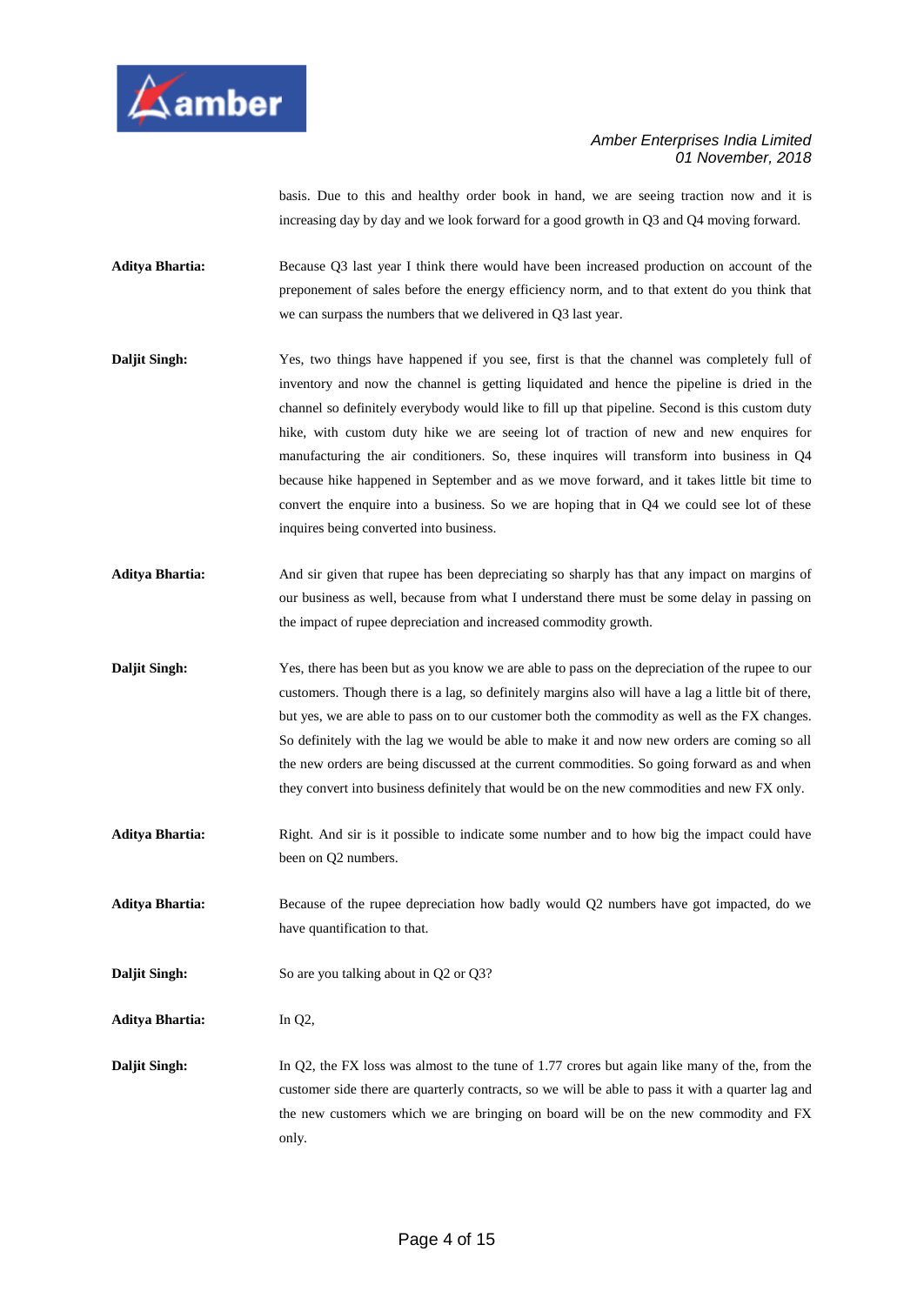basis. Due to this and healthy order book in hand, we are seeing traction now and it is increasing day by day and we look forward for a good growth in Q3 and Q4 moving forward.

**Aditya Bhartia:** Because Q3 last year I think there would have been increased production on account of the preponement of sales before the energy efficiency norm, and to that extent do you think that we can surpass the numbers that we delivered in Q3 last year.

**Daljit Singh:** Yes, two things have happened if you see, first is that the channel was completely full of inventory and now the channel is getting liquidated and hence the pipeline is dried in the channel so definitely everybody would like to fill up that pipeline. Second is this custom duty hike, with custom duty hike we are seeing lot of traction of new and new enquires for manufacturing the air conditioners. So, these inquires will transform into business in Q4 because hike happened in September and as we move forward, and it takes little bit time to convert the enquire into a business. So we are hoping that in Q4 we could see lot of these inquires being converted into business.

**Aditya Bhartia:** And sir given that rupee has been depreciating so sharply has that any impact on margins of our business as well, because from what I understand there must be some delay in passing on the impact of rupee depreciation and increased commodity growth.

**Daljit Singh:** Yes, there has been but as you know we are able to pass on the depreciation of the rupee to our customers. Though there is a lag, so definitely margins also will have a lag a little bit of there, but yes, we are able to pass on to our customer both the commodity as well as the FX changes. So definitely with the lag we would be able to make it and now new orders are coming so all the new orders are being discussed at the current commodities. So going forward as and when they convert into business definitely that would be on the new commodities and new FX only.

**Aditya Bhartia:** Right. And sir is it possible to indicate some number and to how big the impact could have been on Q2 numbers.

**Aditya Bhartia:** Because of the rupee depreciation how badly would Q2 numbers have got impacted, do we have quantification to that.

**Daljit Singh:** So are you talking about in Q2 or Q3?

**Aditya Bhartia:** In Q2,

**Daljit Singh:** In Q2, the FX loss was almost to the tune of 1.77 crores but again like many of the, from the customer side there are quarterly contracts, so we will be able to pass it with a quarter lag and the new customers which we are bringing on board will be on the new commodity and FX only.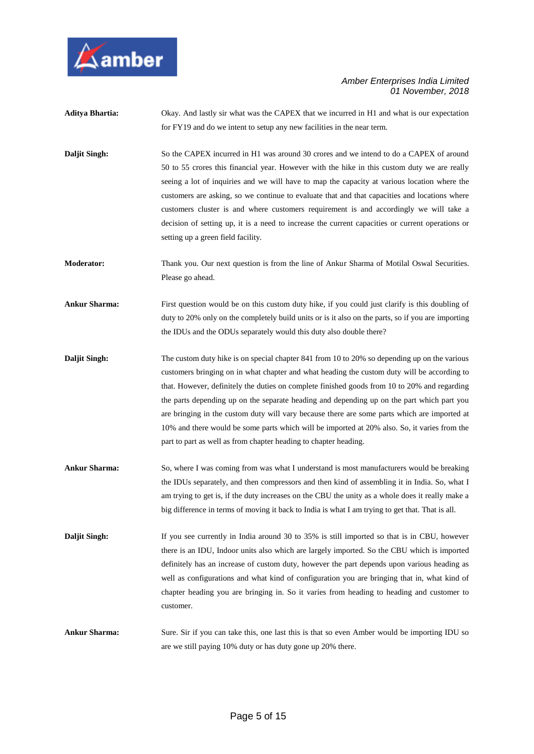**Aditya Bhartia:** Okay. And lastly sir what was the CAPEX that we incurred in H1 and what is our expectation for FY19 and do we intent to setup any new facilities in the near term.

**Daljit Singh:** So the CAPEX incurred in H1 was around 30 crores and we intend to do a CAPEX of around 50 to 55 crores this financial year. However with the hike in this custom duty we are really seeing a lot of inquiries and we will have to map the capacity at various location where the customers are asking, so we continue to evaluate that and that capacities and locations where customers cluster is and where customers requirement is and accordingly we will take a decision of setting up, it is a need to increase the current capacities or current operations or setting up a green field facility.

**Moderator:** Thank you. Our next question is from the line of Ankur Sharma of Motilal Oswal Securities. Please go ahead.

**Ankur Sharma:** First question would be on this custom duty hike, if you could just clarify is this doubling of duty to 20% only on the completely build units or is it also on the parts, so if you are importing the IDUs and the ODUs separately would this duty also double there?

**Daljit Singh:** The custom duty hike is on special chapter 841 from 10 to 20% so depending up on the various customers bringing on in what chapter and what heading the custom duty will be according to that. However, definitely the duties on complete finished goods from 10 to 20% and regarding the parts depending up on the separate heading and depending up on the part which part you are bringing in the custom duty will vary because there are some parts which are imported at 10% and there would be some parts which will be imported at 20% also. So, it varies from the part to part as well as from chapter heading to chapter heading.

**Ankur Sharma:** So, where I was coming from was what I understand is most manufacturers would be breaking the IDUs separately, and then compressors and then kind of assembling it in India. So, what I am trying to get is, if the duty increases on the CBU the unity as a whole does it really make a big difference in terms of moving it back to India is what I am trying to get that. That is all.

**Daljit Singh:** If you see currently in India around 30 to 35% is still imported so that is in CBU, however there is an IDU, Indoor units also which are largely imported. So the CBU which is imported definitely has an increase of custom duty, however the part depends upon various heading as well as configurations and what kind of configuration you are bringing that in, what kind of chapter heading you are bringing in. So it varies from heading to heading and customer to customer.

**Ankur Sharma:** Sure. Sir if you can take this, one last this is that so even Amber would be importing IDU so are we still paying 10% duty or has duty gone up 20% there.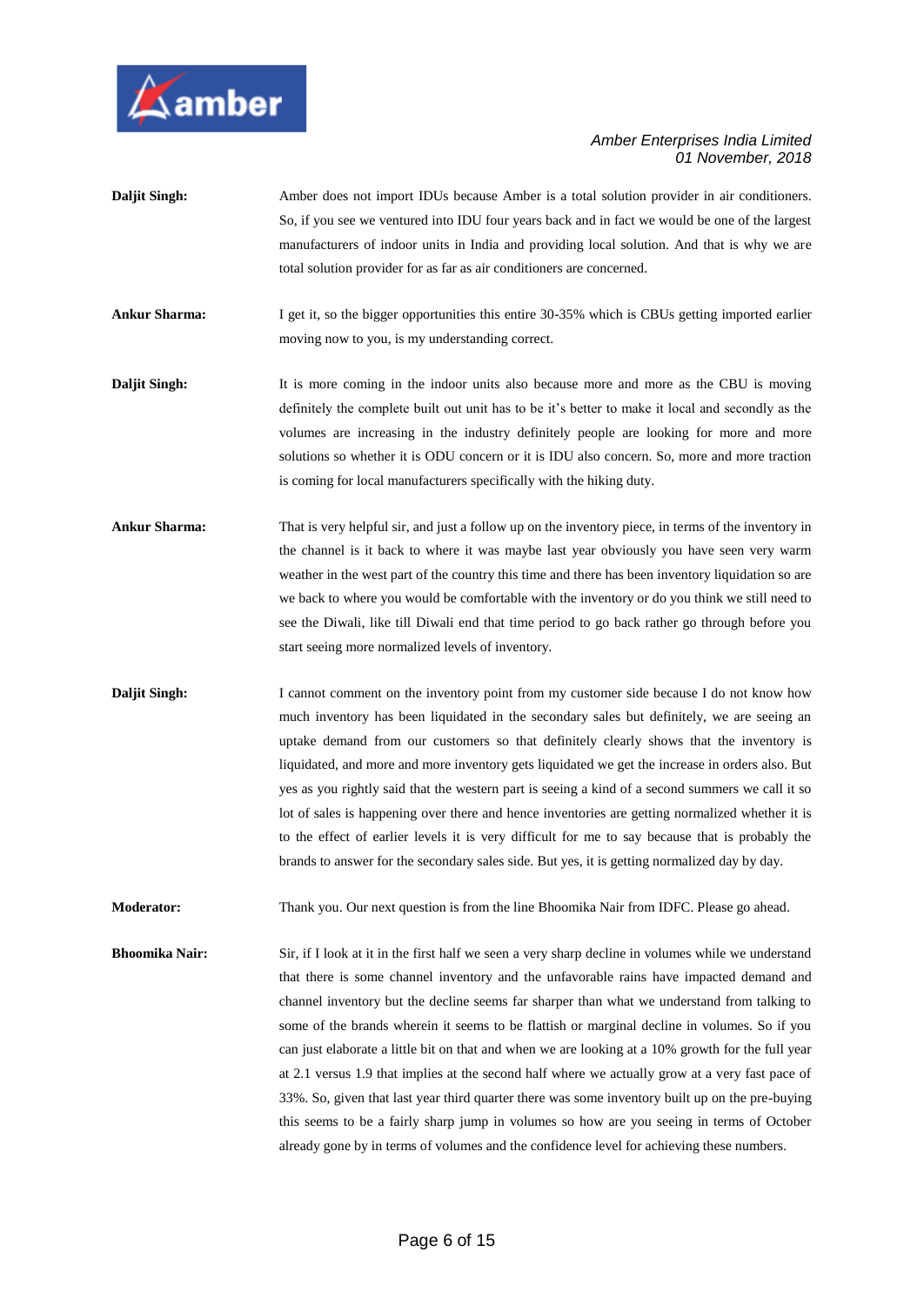**Daljit Singh:** Amber does not import IDUs because Amber is a total solution provider in air conditioners. So, if you see we ventured into IDU four years back and in fact we would be one of the largest manufacturers of indoor units in India and providing local solution. And that is why we are total solution provider for as far as air conditioners are concerned.

**Ankur Sharma:** I get it, so the bigger opportunities this entire 30-35% which is CBUs getting imported earlier moving now to you, is my understanding correct.

**Daljit Singh:** It is more coming in the indoor units also because more and more as the CBU is moving definitely the complete built out unit has to be it's better to make it local and secondly as the volumes are increasing in the industry definitely people are looking for more and more solutions so whether it is ODU concern or it is IDU also concern. So, more and more traction is coming for local manufacturers specifically with the hiking duty.

**Ankur Sharma:** That is very helpful sir, and just a follow up on the inventory piece, in terms of the inventory in the channel is it back to where it was maybe last year obviously you have seen very warm weather in the west part of the country this time and there has been inventory liquidation so are we back to where you would be comfortable with the inventory or do you think we still need to see the Diwali, like till Diwali end that time period to go back rather go through before you start seeing more normalized levels of inventory.

**Daljit Singh:** I cannot comment on the inventory point from my customer side because I do not know how much inventory has been liquidated in the secondary sales but definitely, we are seeing an uptake demand from our customers so that definitely clearly shows that the inventory is liquidated, and more and more inventory gets liquidated we get the increase in orders also. But yes as you rightly said that the western part is seeing a kind of a second summers we call it so lot of sales is happening over there and hence inventories are getting normalized whether it is to the effect of earlier levels it is very difficult for me to say because that is probably the brands to answer for the secondary sales side. But yes, it is getting normalized day by day.

**Moderator:** Thank you. Our next question is from the line Bhoomika Nair from IDFC. Please go ahead.

**Bhoomika Nair:** Sir, if I look at it in the first half we seen a very sharp decline in volumes while we understand that there is some channel inventory and the unfavorable rains have impacted demand and channel inventory but the decline seems far sharper than what we understand from talking to some of the brands wherein it seems to be flattish or marginal decline in volumes. So if you can just elaborate a little bit on that and when we are looking at a 10% growth for the full year at 2.1 versus 1.9 that implies at the second half where we actually grow at a very fast pace of 33%. So, given that last year third quarter there was some inventory built up on the pre-buying this seems to be a fairly sharp jump in volumes so how are you seeing in terms of October already gone by in terms of volumes and the confidence level for achieving these numbers.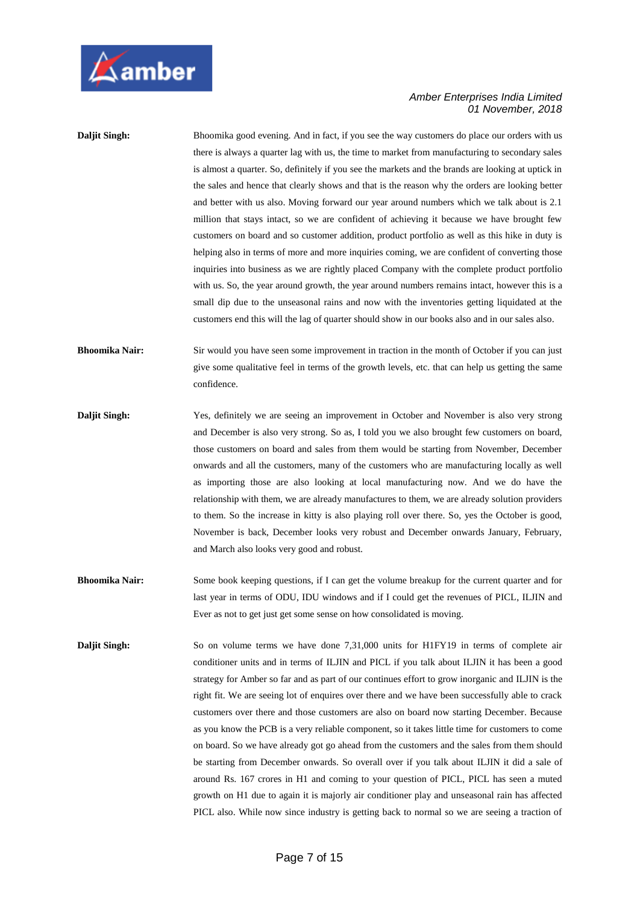**Daljit Singh:** Bhoomika good evening. And in fact, if you see the way customers do place our orders with us there is always a quarter lag with us, the time to market from manufacturing to secondary sales is almost a quarter. So, definitely if you see the markets and the brands are looking at uptick in the sales and hence that clearly shows and that is the reason why the orders are looking better and better with us also. Moving forward our year around numbers which we talk about is 2.1 million that stays intact, so we are confident of achieving it because we have brought few customers on board and so customer addition, product portfolio as well as this hike in duty is helping also in terms of more and more inquiries coming, we are confident of converting those inquiries into business as we are rightly placed Company with the complete product portfolio with us. So, the year around growth, the year around numbers remains intact, however this is a small dip due to the unseasonal rains and now with the inventories getting liquidated at the customers end this will the lag of quarter should show in our books also and in our sales also.

**Bhoomika Nair:** Sir would you have seen some improvement in traction in the month of October if you can just give some qualitative feel in terms of the growth levels, etc. that can help us getting the same confidence.

**Daljit Singh:** Yes, definitely we are seeing an improvement in October and November is also very strong and December is also very strong. So as, I told you we also brought few customers on board, those customers on board and sales from them would be starting from November, December onwards and all the customers, many of the customers who are manufacturing locally as well as importing those are also looking at local manufacturing now. And we do have the relationship with them, we are already manufactures to them, we are already solution providers to them. So the increase in kitty is also playing roll over there. So, yes the October is good, November is back, December looks very robust and December onwards January, February, and March also looks very good and robust.

**Bhoomika Nair:** Some book keeping questions, if I can get the volume breakup for the current quarter and for last year in terms of ODU, IDU windows and if I could get the revenues of PICL, ILJIN and Ever as not to get just get some sense on how consolidated is moving.

**Daljit Singh:** So on volume terms we have done 7,31,000 units for H1FY19 in terms of complete air conditioner units and in terms of ILJIN and PICL if you talk about ILJIN it has been a good strategy for Amber so far and as part of our continues effort to grow inorganic and ILJIN is the right fit. We are seeing lot of enquires over there and we have been successfully able to crack customers over there and those customers are also on board now starting December. Because as you know the PCB is a very reliable component, so it takes little time for customers to come on board. So we have already got go ahead from the customers and the sales from them should be starting from December onwards. So overall over if you talk about ILJIN it did a sale of around Rs. 167 crores in H1 and coming to your question of PICL, PICL has seen a muted growth on H1 due to again it is majorly air conditioner play and unseasonal rain has affected PICL also. While now since industry is getting back to normal so we are seeing a traction of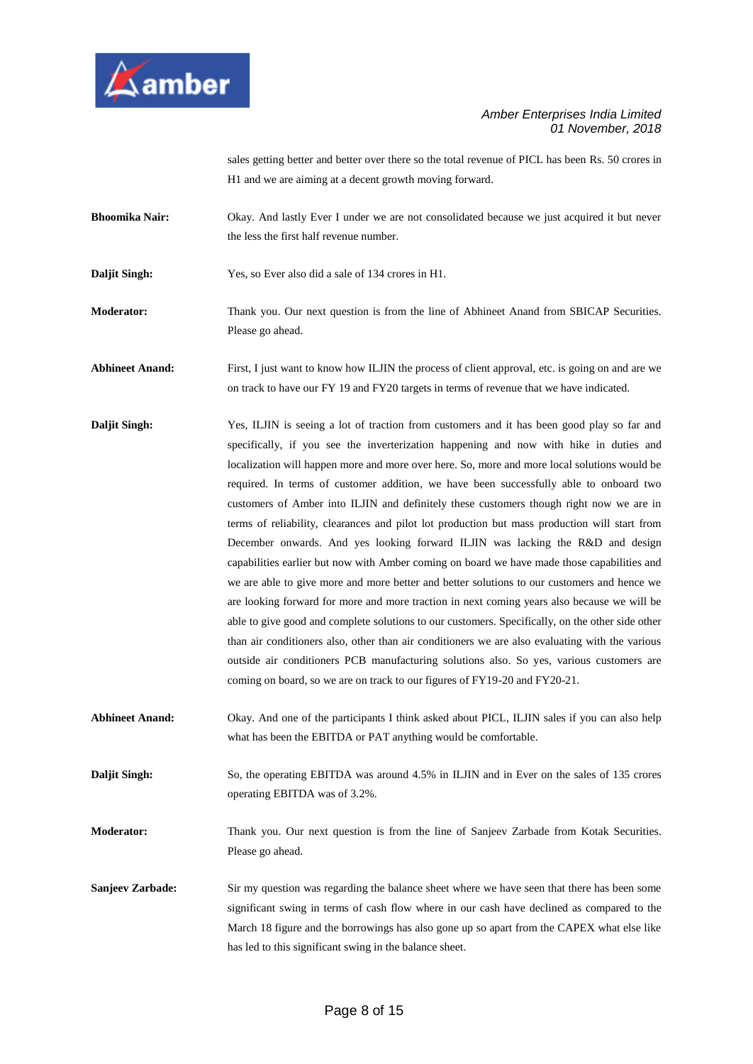sales getting better and better over there so the total revenue of PICL has been Rs. 50 crores in H1 and we are aiming at a decent growth moving forward.

**Bhoomika Nair:** Okay. And lastly Ever I under we are not consolidated because we just acquired it but never the less the first half revenue number.

**Daljit Singh:** Yes, so Ever also did a sale of 134 crores in H1.

**Moderator:** Thank you. Our next question is from the line of Abhineet Anand from SBICAP Securities. Please go ahead.

**Abhineet Anand:** First, I just want to know how ILJIN the process of client approval, etc. is going on and are we on track to have our FY 19 and FY20 targets in terms of revenue that we have indicated.

**Daljit Singh:** Yes, ILJIN is seeing a lot of traction from customers and it has been good play so far and specifically, if you see the inverterization happening and now with hike in duties and localization will happen more and more over here. So, more and more local solutions would be required. In terms of customer addition, we have been successfully able to onboard two customers of Amber into ILJIN and definitely these customers though right now we are in terms of reliability, clearances and pilot lot production but mass production will start from December onwards. And yes looking forward ILJIN was lacking the R&D and design capabilities earlier but now with Amber coming on board we have made those capabilities and we are able to give more and more better and better solutions to our customers and hence we are looking forward for more and more traction in next coming years also because we will be able to give good and complete solutions to our customers. Specifically, on the other side other than air conditioners also, other than air conditioners we are also evaluating with the various outside air conditioners PCB manufacturing solutions also. So yes, various customers are coming on board, so we are on track to our figures of FY19-20 and FY20-21.

**Abhineet Anand:** Okay. And one of the participants I think asked about PICL, ILJIN sales if you can also help what has been the EBITDA or PAT anything would be comfortable.

**Daljit Singh:** So, the operating EBITDA was around 4.5% in ILJIN and in Ever on the sales of 135 crores operating EBITDA was of 3.2%.

**Moderator:** Thank you. Our next question is from the line of Sanjeev Zarbade from Kotak Securities. Please go ahead.

**Sanjeev Zarbade:** Sir my question was regarding the balance sheet where we have seen that there has been some significant swing in terms of cash flow where in our cash have declined as compared to the March 18 figure and the borrowings has also gone up so apart from the CAPEX what else like has led to this significant swing in the balance sheet.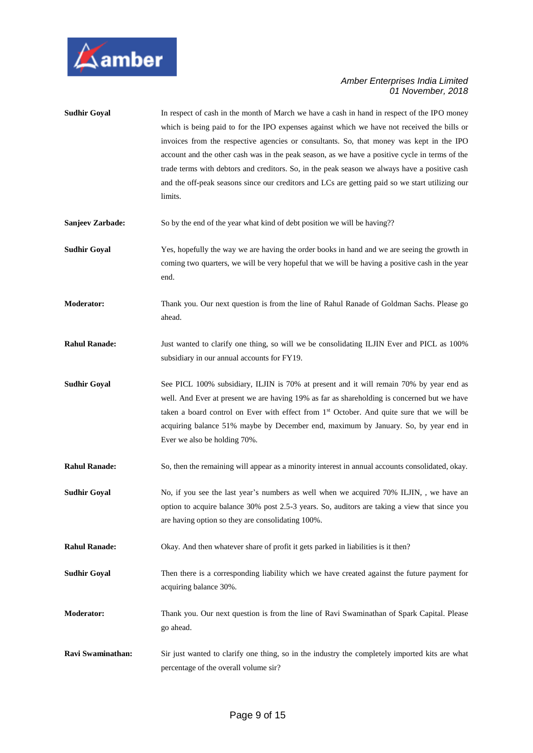**Sudhir Goyal** In respect of cash in the month of March we have a cash in hand in respect of the IPO money which is being paid to for the IPO expenses against which we have not received the bills or invoices from the respective agencies or consultants. So, that money was kept in the IPO account and the other cash was in the peak season, as we have a positive cycle in terms of the trade terms with debtors and creditors. So, in the peak season we always have a positive cash and the off-peak seasons since our creditors and LCs are getting paid so we start utilizing our limits.

**Sanjeev Zarbade:** So by the end of the year what kind of debt position we will be having??

**Sudhir Goyal** Yes, hopefully the way we are having the order books in hand and we are seeing the growth in coming two quarters, we will be very hopeful that we will be having a positive cash in the year end.

**Moderator:** Thank you. Our next question is from the line of Rahul Ranade of Goldman Sachs. Please go ahead.

**Rahul Ranade:** Just wanted to clarify one thing, so will we be consolidating ILJIN Ever and PICL as 100% subsidiary in our annual accounts for FY19.

**Sudhir Goyal** See PICL 100% subsidiary, ILJIN is 70% at present and it will remain 70% by year end as well. And Ever at present we are having 19% as far as shareholding is concerned but we have taken a board control on Ever with effect from 1st October. And quite sure that we will be acquiring balance 51% maybe by December end, maximum by January. So, by year end in Ever we also be holding 70%.

**Rahul Ranade:** So, then the remaining will appear as a minority interest in annual accounts consolidated, okay.

**Sudhir Goyal** No, if you see the last year's numbers as well when we acquired 70% ILJIN, , we have an option to acquire balance 30% post 2.5-3 years. So, auditors are taking a view that since you are having option so they are consolidating 100%.

**Rahul Ranade:** Okay. And then whatever share of profit it gets parked in liabilities is it then?

**Sudhir Goyal** Then there is a corresponding liability which we have created against the future payment for acquiring balance 30%.

**Moderator:** Thank you. Our next question is from the line of Ravi Swaminathan of Spark Capital. Please go ahead.

**Ravi Swaminathan:** Sir just wanted to clarify one thing, so in the industry the completely imported kits are what percentage of the overall volume sir?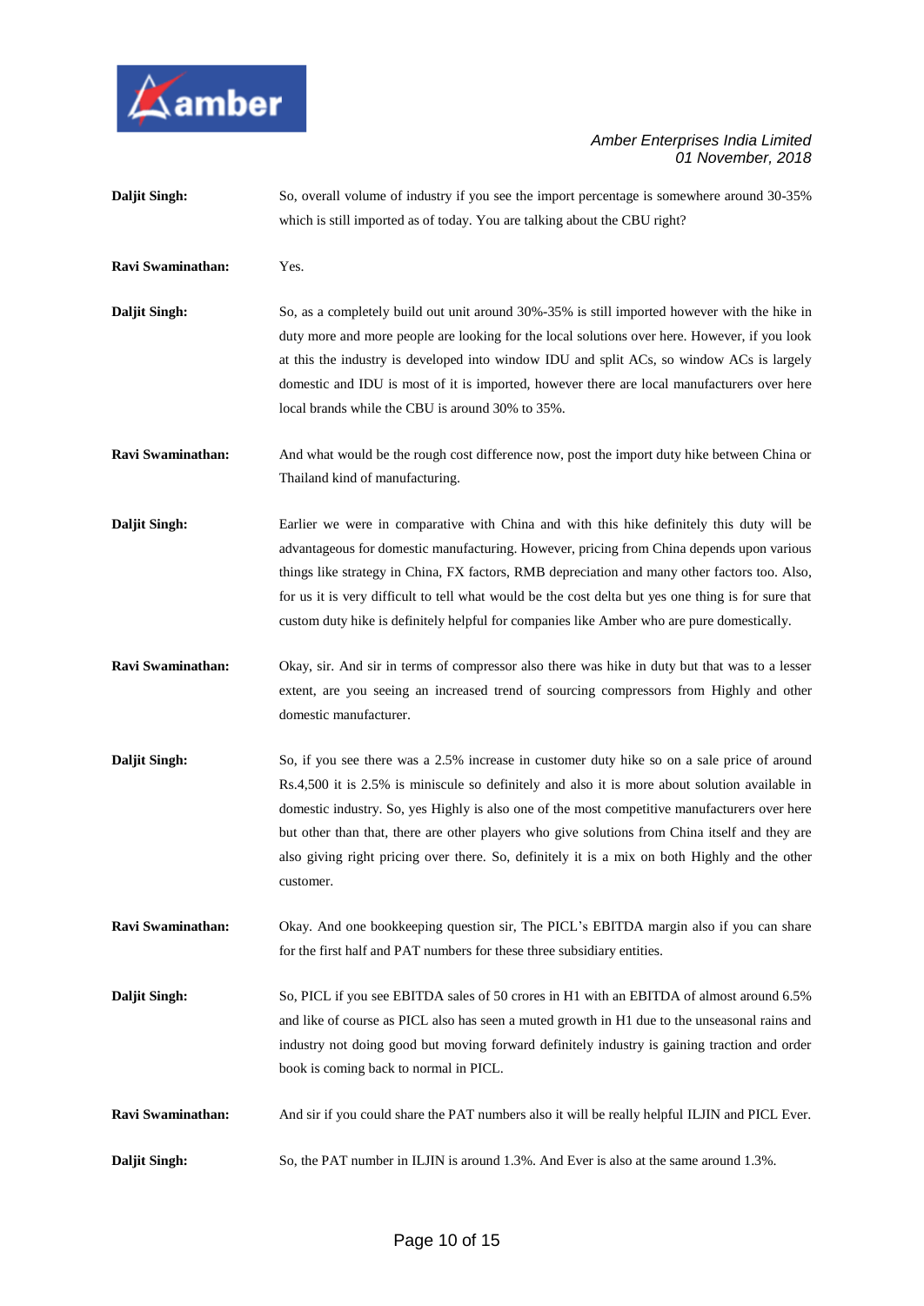**Daljit Singh:** So, overall volume of industry if you see the import percentage is somewhere around 30-35% which is still imported as of today. You are talking about the CBU right?

**Ravi Swaminathan:** Yes.

**Daljit Singh:** So, as a completely build out unit around 30%-35% is still imported however with the hike in duty more and more people are looking for the local solutions over here. However, if you look at this the industry is developed into window IDU and split ACs, so window ACs is largely domestic and IDU is most of it is imported, however there are local manufacturers over here local brands while the CBU is around 30% to 35%.

**Ravi Swaminathan:** And what would be the rough cost difference now, post the import duty hike between China or Thailand kind of manufacturing.

**Daljit Singh:** Earlier we were in comparative with China and with this hike definitely this duty will be advantageous for domestic manufacturing. However, pricing from China depends upon various things like strategy in China, FX factors, RMB depreciation and many other factors too. Also, for us it is very difficult to tell what would be the cost delta but yes one thing is for sure that custom duty hike is definitely helpful for companies like Amber who are pure domestically.

**Ravi Swaminathan:** Okay, sir. And sir in terms of compressor also there was hike in duty but that was to a lesser extent, are you seeing an increased trend of sourcing compressors from Highly and other domestic manufacturer.

**Daljit Singh:** So, if you see there was a 2.5% increase in customer duty hike so on a sale price of around Rs.4,500 it is 2.5% is miniscule so definitely and also it is more about solution available in domestic industry. So, yes Highly is also one of the most competitive manufacturers over here but other than that, there are other players who give solutions from China itself and they are also giving right pricing over there. So, definitely it is a mix on both Highly and the other customer.

**Ravi Swaminathan:** Okay. And one bookkeeping question sir, The PICL's EBITDA margin also if you can share for the first half and PAT numbers for these three subsidiary entities.

**Daljit Singh:** So, PICL if you see EBITDA sales of 50 crores in H1 with an EBITDA of almost around 6.5% and like of course as PICL also has seen a muted growth in H1 due to the unseasonal rains and industry not doing good but moving forward definitely industry is gaining traction and order book is coming back to normal in PICL.

**Ravi Swaminathan:** And sir if you could share the PAT numbers also it will be really helpful ILJIN and PICL Ever.

**Daljit Singh:** So, the PAT number in ILJIN is around 1.3%. And Ever is also at the same around 1.3%.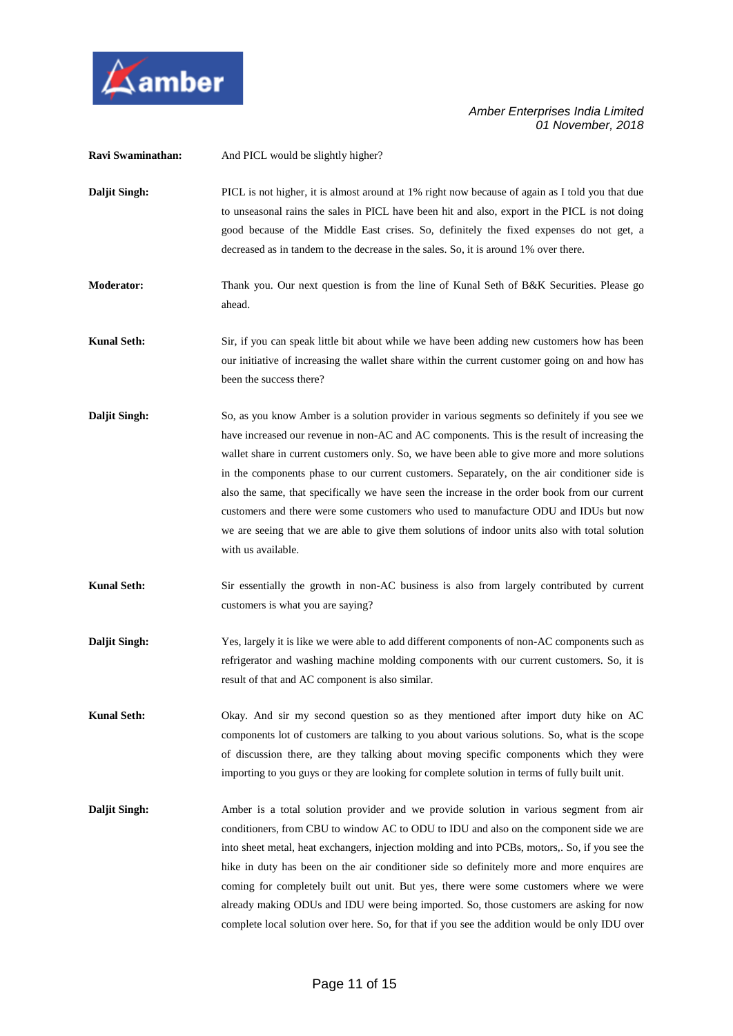**Ravi Swaminathan:** And PICL would be slightly higher?

**Daljit Singh:** PICL is not higher, it is almost around at 1% right now because of again as I told you that due to unseasonal rains the sales in PICL have been hit and also, export in the PICL is not doing good because of the Middle East crises. So, definitely the fixed expenses do not get, a decreased as in tandem to the decrease in the sales. So, it is around 1% over there.

**Moderator:** Thank you. Our next question is from the line of Kunal Seth of B&K Securities. Please go ahead.

**Kunal Seth:** Sir, if you can speak little bit about while we have been adding new customers how has been our initiative of increasing the wallet share within the current customer going on and how has been the success there?

**Daljit Singh:** So, as you know Amber is a solution provider in various segments so definitely if you see we have increased our revenue in non-AC and AC components. This is the result of increasing the wallet share in current customers only. So, we have been able to give more and more solutions in the components phase to our current customers. Separately, on the air conditioner side is also the same, that specifically we have seen the increase in the order book from our current customers and there were some customers who used to manufacture ODU and IDUs but now we are seeing that we are able to give them solutions of indoor units also with total solution with us available.

**Kunal Seth:** Sir essentially the growth in non-AC business is also from largely contributed by current customers is what you are saying?

**Daljit Singh:** Yes, largely it is like we were able to add different components of non-AC components such as refrigerator and washing machine molding components with our current customers. So, it is result of that and AC component is also similar.

**Kunal Seth:** Okay. And sir my second question so as they mentioned after import duty hike on AC components lot of customers are talking to you about various solutions. So, what is the scope of discussion there, are they talking about moving specific components which they were importing to you guys or they are looking for complete solution in terms of fully built unit.

**Daljit Singh:** Amber is a total solution provider and we provide solution in various segment from air conditioners, from CBU to window AC to ODU to IDU and also on the component side we are into sheet metal, heat exchangers, injection molding and into PCBs, motors,. So, if you see the hike in duty has been on the air conditioner side so definitely more and more enquires are coming for completely built out unit. But yes, there were some customers where we were already making ODUs and IDU were being imported. So, those customers are asking for now complete local solution over here. So, for that if you see the addition would be only IDU over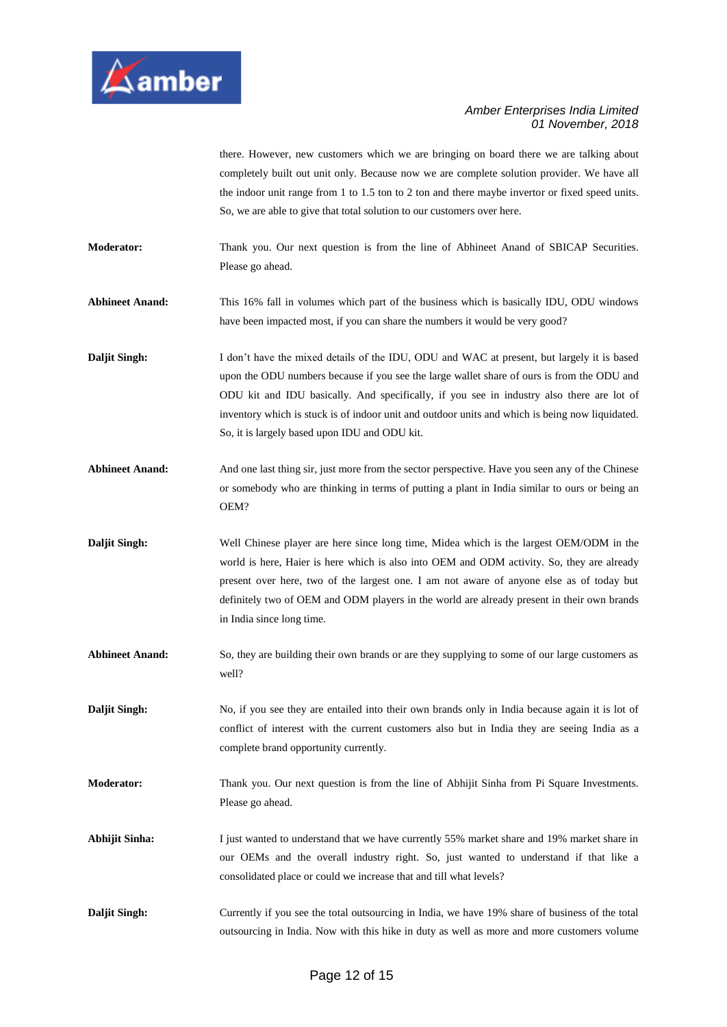there. However, new customers which we are bringing on board there we are talking about completely built out unit only. Because now we are complete solution provider. We have all the indoor unit range from 1 to 1.5 ton to 2 ton and there maybe invertor or fixed speed units. So, we are able to give that total solution to our customers over here.

**Moderator:** Thank you. Our next question is from the line of Abhineet Anand of SBICAP Securities. Please go ahead.

**Abhineet Anand:** This 16% fall in volumes which part of the business which is basically IDU, ODU windows have been impacted most, if you can share the numbers it would be very good?

**Daljit Singh:** I don't have the mixed details of the IDU, ODU and WAC at present, but largely it is based upon the ODU numbers because if you see the large wallet share of ours is from the ODU and ODU kit and IDU basically. And specifically, if you see in industry also there are lot of inventory which is stuck is of indoor unit and outdoor units and which is being now liquidated. So, it is largely based upon IDU and ODU kit.

**Abhineet Anand:** And one last thing sir, just more from the sector perspective. Have you seen any of the Chinese or somebody who are thinking in terms of putting a plant in India similar to ours or being an OEM?

**Daljit Singh:** Well Chinese player are here since long time, Midea which is the largest OEM/ODM in the world is here, Haier is here which is also into OEM and ODM activity. So, they are already present over here, two of the largest one. I am not aware of anyone else as of today but definitely two of OEM and ODM players in the world are already present in their own brands in India since long time.

**Abhineet Anand:** So, they are building their own brands or are they supplying to some of our large customers as well?

**Daljit Singh:** No, if you see they are entailed into their own brands only in India because again it is lot of conflict of interest with the current customers also but in India they are seeing India as a complete brand opportunity currently.

**Moderator:** Thank you. Our next question is from the line of Abhijit Sinha from Pi Square Investments. Please go ahead.

**Abhijit Sinha:** I just wanted to understand that we have currently 55% market share and 19% market share in our OEMs and the overall industry right. So, just wanted to understand if that like a consolidated place or could we increase that and till what levels?

**Daljit Singh:** Currently if you see the total outsourcing in India, we have 19% share of business of the total outsourcing in India. Now with this hike in duty as well as more and more customers volume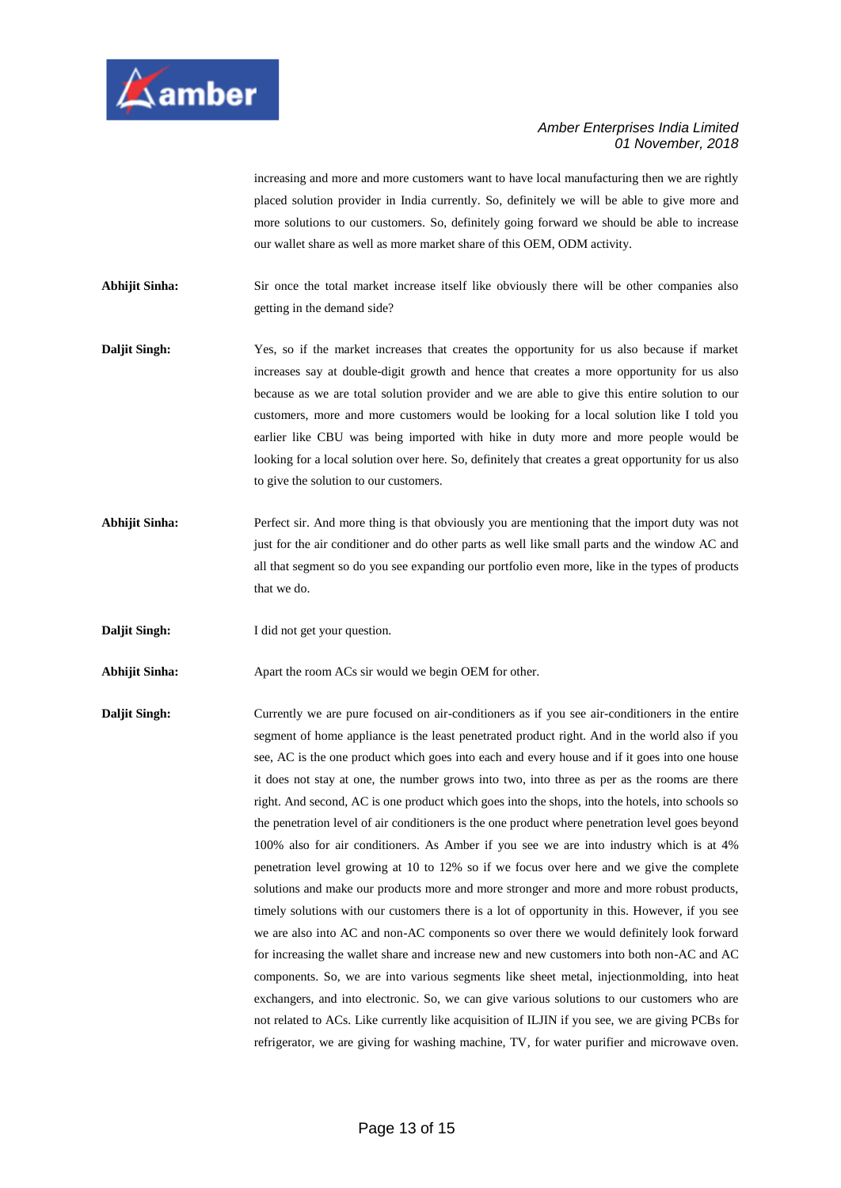increasing and more and more customers want to have local manufacturing then we are rightly placed solution provider in India currently. So, definitely we will be able to give more and more solutions to our customers. So, definitely going forward we should be able to increase our wallet share as well as more market share of this OEM, ODM activity.

**Abhijit Sinha:** Sir once the total market increase itself like obviously there will be other companies also getting in the demand side?

**Daljit Singh:** Yes, so if the market increases that creates the opportunity for us also because if market increases say at double-digit growth and hence that creates a more opportunity for us also because as we are total solution provider and we are able to give this entire solution to our customers, more and more customers would be looking for a local solution like I told you earlier like CBU was being imported with hike in duty more and more people would be looking for a local solution over here. So, definitely that creates a great opportunity for us also to give the solution to our customers.

**Abhijit Sinha:** Perfect sir. And more thing is that obviously you are mentioning that the import duty was not just for the air conditioner and do other parts as well like small parts and the window AC and all that segment so do you see expanding our portfolio even more, like in the types of products that we do.

**Daljit Singh:** I did not get your question.

**Abhijit Sinha:** Apart the room ACs sir would we begin OEM for other.

**Daljit Singh:** Currently we are pure focused on air-conditioners as if you see air-conditioners in the entire segment of home appliance is the least penetrated product right. And in the world also if you see, AC is the one product which goes into each and every house and if it goes into one house it does not stay at one, the number grows into two, into three as per as the rooms are there right. And second, AC is one product which goes into the shops, into the hotels, into schools so the penetration level of air conditioners is the one product where penetration level goes beyond 100% also for air conditioners. As Amber if you see we are into industry which is at 4% penetration level growing at 10 to 12% so if we focus over here and we give the complete solutions and make our products more and more stronger and more and more robust products, timely solutions with our customers there is a lot of opportunity in this. However, if you see we are also into AC and non-AC components so over there we would definitely look forward for increasing the wallet share and increase new and new customers into both non-AC and AC components. So, we are into various segments like sheet metal, injectionmolding, into heat exchangers, and into electronic. So, we can give various solutions to our customers who are not related to ACs. Like currently like acquisition of ILJIN if you see, we are giving PCBs for refrigerator, we are giving for washing machine, TV, for water purifier and microwave oven.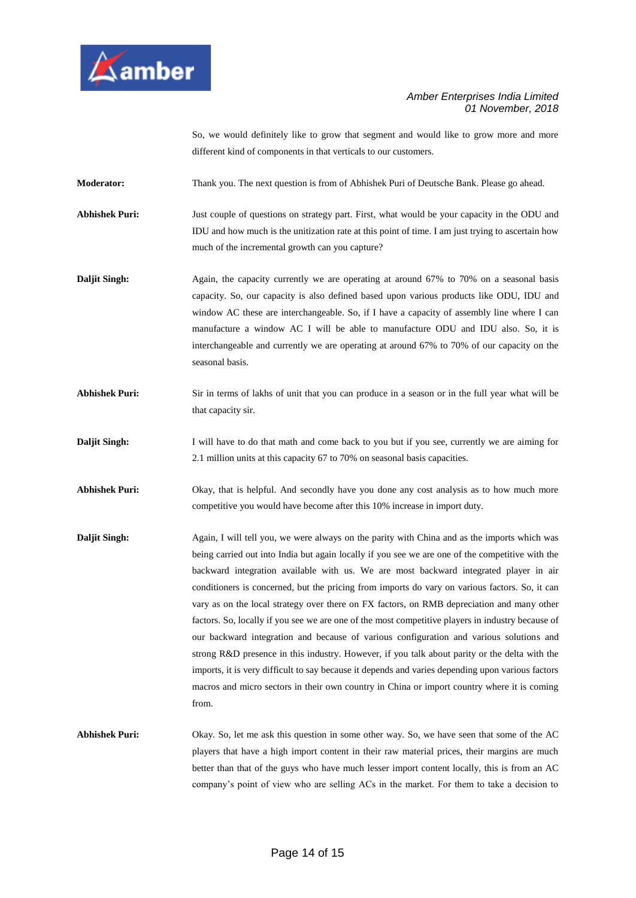So, we would definitely like to grow that segment and would like to grow more and more different kind of components in that verticals to our customers.

**Moderator:** Thank you. The next question is from of Abhishek Puri of Deutsche Bank. Please go ahead.

**Abhishek Puri:** Just couple of questions on strategy part. First, what would be your capacity in the ODU and IDU and how much is the unitization rate at this point of time. I am just trying to ascertain how much of the incremental growth can you capture?

**Daljit Singh:** Again, the capacity currently we are operating at around 67% to 70% on a seasonal basis capacity. So, our capacity is also defined based upon various products like ODU, IDU and window AC these are interchangeable. So, if I have a capacity of assembly line where I can manufacture a window AC I will be able to manufacture ODU and IDU also. So, it is interchangeable and currently we are operating at around 67% to 70% of our capacity on the seasonal basis.

**Abhishek Puri:** Sir in terms of lakhs of unit that you can produce in a season or in the full year what will be that capacity sir.

**Daljit Singh:** I will have to do that math and come back to you but if you see, currently we are aiming for 2.1 million units at this capacity 67 to 70% on seasonal basis capacities.

**Abhishek Puri:** Okay, that is helpful. And secondly have you done any cost analysis as to how much more competitive you would have become after this 10% increase in import duty.

**Daljit Singh:** Again, I will tell you, we were always on the parity with China and as the imports which was being carried out into India but again locally if you see we are one of the competitive with the backward integration available with us. We are most backward integrated player in air conditioners is concerned, but the pricing from imports do vary on various factors. So, it can vary as on the local strategy over there on FX factors, on RMB depreciation and many other factors. So, locally if you see we are one of the most competitive players in industry because of our backward integration and because of various configuration and various solutions and strong R&D presence in this industry. However, if you talk about parity or the delta with the imports, it is very difficult to say because it depends and varies depending upon various factors macros and micro sectors in their own country in China or import country where it is coming from.

**Abhishek Puri:** Okay. So, let me ask this question in some other way. So, we have seen that some of the AC players that have a high import content in their raw material prices, their margins are much better than that of the guys who have much lesser import content locally, this is from an AC company's point of view who are selling ACs in the market. For them to take a decision to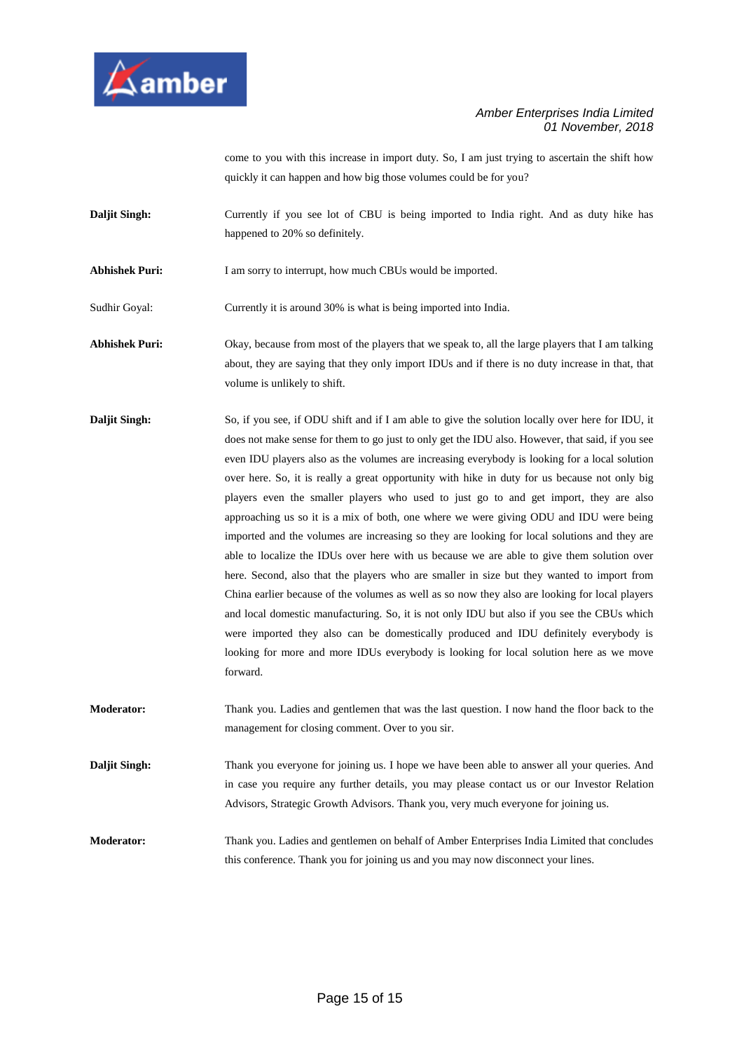come to you with this increase in import duty. So, I am just trying to ascertain the shift how quickly it can happen and how big those volumes could be for you?

**Daljit Singh:** Currently if you see lot of CBU is being imported to India right. And as duty hike has happened to 20% so definitely.

**Abhishek Puri:** I am sorry to interrupt, how much CBUs would be imported.

Sudhir Goyal: Currently it is around 30% is what is being imported into India.

**Abhishek Puri:** Okay, because from most of the players that we speak to, all the large players that I am talking about, they are saying that they only import IDUs and if there is no duty increase in that, that volume is unlikely to shift.

**Daljit Singh:** So, if you see, if ODU shift and if I am able to give the solution locally over here for IDU, it does not make sense for them to go just to only get the IDU also. However, that said, if you see even IDU players also as the volumes are increasing everybody is looking for a local solution over here. So, it is really a great opportunity with hike in duty for us because not only big players even the smaller players who used to just go to and get import, they are also approaching us so it is a mix of both, one where we were giving ODU and IDU were being imported and the volumes are increasing so they are looking for local solutions and they are able to localize the IDUs over here with us because we are able to give them solution over here. Second, also that the players who are smaller in size but they wanted to import from China earlier because of the volumes as well as so now they also are looking for local players and local domestic manufacturing. So, it is not only IDU but also if you see the CBUs which were imported they also can be domestically produced and IDU definitely everybody is looking for more and more IDUs everybody is looking for local solution here as we move forward.

**Moderator:** Thank you. Ladies and gentlemen that was the last question. I now hand the floor back to the management for closing comment. Over to you sir.

**Daljit Singh:** Thank you everyone for joining us. I hope we have been able to answer all your queries. And in case you require any further details, you may please contact us or our Investor Relation Advisors, Strategic Growth Advisors. Thank you, very much everyone for joining us.

**Moderator:** Thank you. Ladies and gentlemen on behalf of Amber Enterprises India Limited that concludes this conference. Thank you for joining us and you may now disconnect your lines.